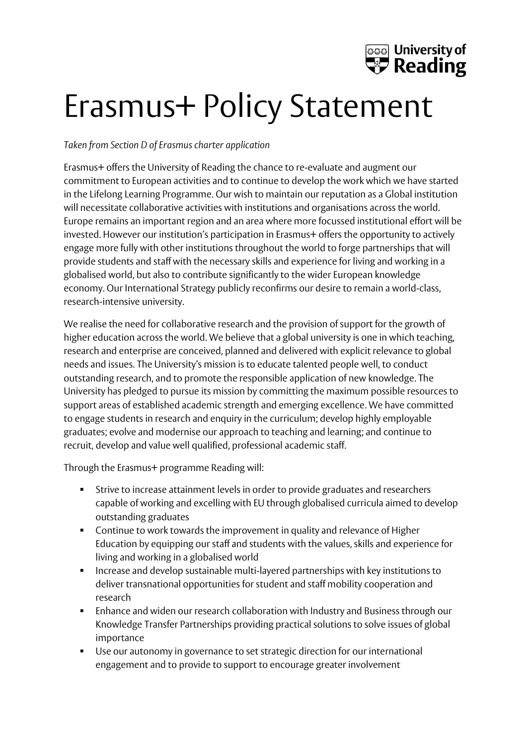# Erasmus+ Policy Statement

*Taken from Section D of Erasmus charter application*

Erasmus+ offers the University of Reading the chance to re-evaluate and augment our commitment to European activities and to continue to develop the work which we have started in the Lifelong Learning Programme. Our wish to maintain our reputation as a Global institution will necessitate collaborative activities with institutions and organisations across the world. Europe remains an important region and an area where more focussed institutional effort will be invested. However our institution's participation in Erasmus+ offers the opportunity to actively engage more fully with other institutions throughout the world to forge partnerships that will provide students and staff with the necessary skills and experience for living and working in a globalised world, but also to contribute significantly to the wider European knowledge economy. Our International Strategy publicly reconfirms our desire to remain a world-class, research-intensive university.

We realise the need for collaborative research and the provision of support for the growth of higher education across the world. We believe that a global university is one in which teaching, research and enterprise are conceived, planned and delivered with explicit relevance to global needs and issues. The University's mission is to educate talented people well, to conduct outstanding research, and to promote the responsible application of new knowledge. The University has pledged to pursue its mission by committing the maximum possible resources to support areas of established academic strength and emerging excellence. We have committed to engage students in research and enquiry in the curriculum; develop highly employable graduates; evolve and modernise our approach to teaching and learning; and continue to recruit, develop and value well qualified, professional academic staff.

Through the Erasmus+ programme Reading will:

- Strive to increase attainment levels in order to provide graduates and researchers capable of working and excelling with EU through globalised curricula aimed to develop outstanding graduates
- Continue to work towards the improvement in quality and relevance of Higher Education by equipping our staff and students with the values, skills and experience for living and working in a globalised world
- Increase and develop sustainable multi-layered partnerships with key institutions to deliver transnational opportunities for student and staff mobility cooperation and research
- Enhance and widen our research collaboration with Industry and Business through our Knowledge Transfer Partnerships providing practical solutions to solve issues of global importance
- Use our autonomy in governance to set strategic direction for our international engagement and to provide to support to encourage greater involvement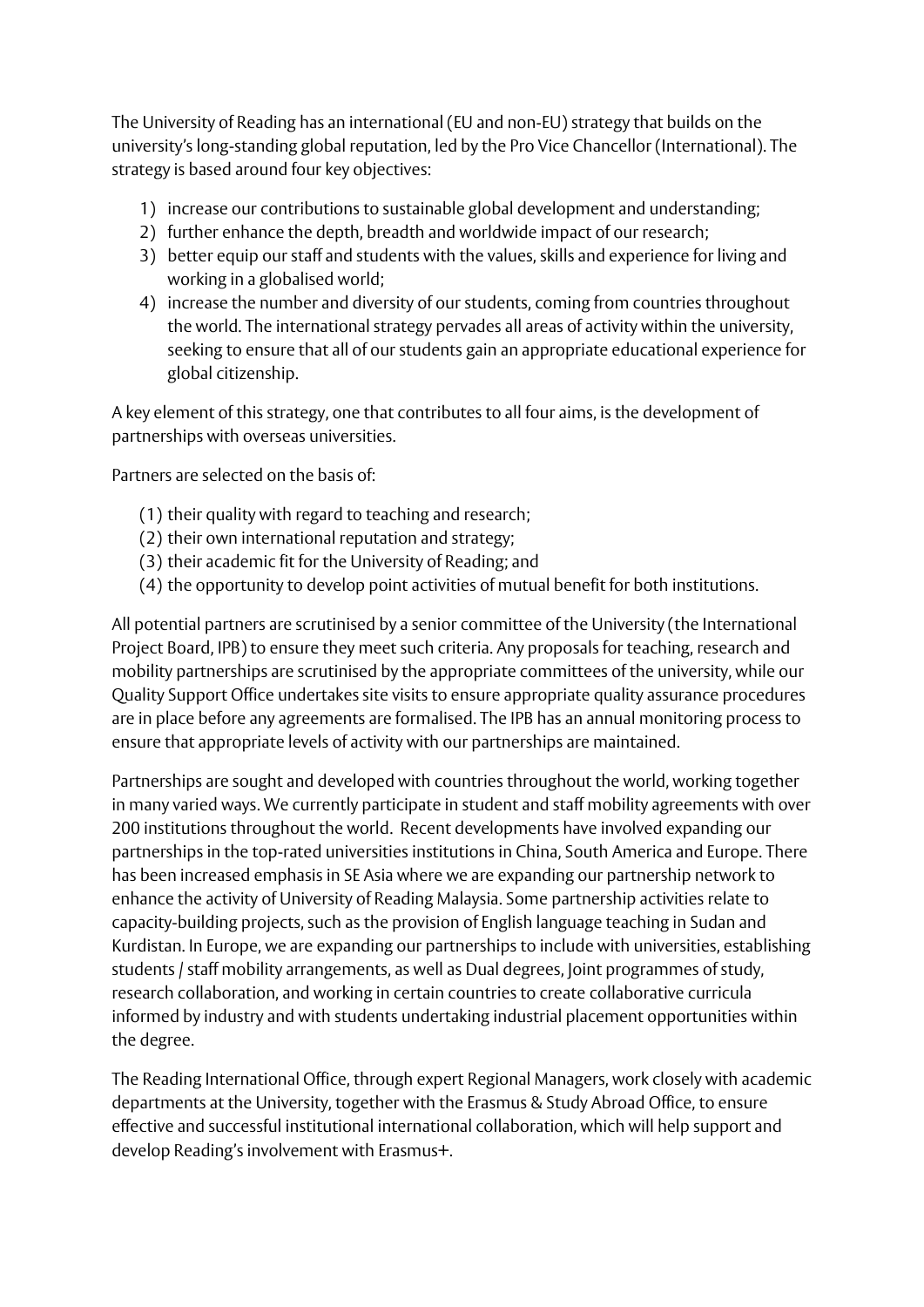The University of Reading has an international (EU and non-EU) strategy that builds on the university's long-standing global reputation, led by the Pro Vice Chancellor (International). The strategy is based around four key objectives:

1) increase our contributions to sustainable global development and understanding;
2) further enhance the depth, breadth and worldwide impact of our research;
3) better equip our staff and students with the values, skills and experience for living and working in a globalised world;
4) increase the number and diversity of our students, coming from countries throughout the world. The international strategy pervades all areas of activity within the university, seeking to ensure that all of our students gain an appropriate educational experience for global citizenship.

A key element of this strategy, one that contributes to all four aims, is the development of partnerships with overseas universities.

Partners are selected on the basis of:

(1) their quality with regard to teaching and research;
(2) their own international reputation and strategy;
(3) their academic fit for the University of Reading; and
(4) the opportunity to develop point activities of mutual benefit for both institutions.

All potential partners are scrutinised by a senior committee of the University (the International Project Board, IPB) to ensure they meet such criteria. Any proposals for teaching, research and mobility partnerships are scrutinised by the appropriate committees of the university, while our Quality Support Office undertakes site visits to ensure appropriate quality assurance procedures are in place before any agreements are formalised. The IPB has an annual monitoring process to ensure that appropriate levels of activity with our partnerships are maintained.

Partnerships are sought and developed with countries throughout the world, working together in many varied ways. We currently participate in student and staff mobility agreements with over 200 institutions throughout the world. Recent developments have involved expanding our partnerships in the top-rated universities institutions in China, South America and Europe. There has been increased emphasis in SE Asia where we are expanding our partnership network to enhance the activity of University of Reading Malaysia. Some partnership activities relate to capacity-building projects, such as the provision of English language teaching in Sudan and Kurdistan. In Europe, we are expanding our partnerships to include with universities, establishing students / staff mobility arrangements, as well as Dual degrees, Joint programmes of study, research collaboration, and working in certain countries to create collaborative curricula informed by industry and with students undertaking industrial placement opportunities within the degree.

The Reading International Office, through expert Regional Managers, work closely with academic departments at the University, together with the Erasmus & Study Abroad Office, to ensure effective and successful institutional international collaboration, which will help support and develop Reading's involvement with Erasmus+.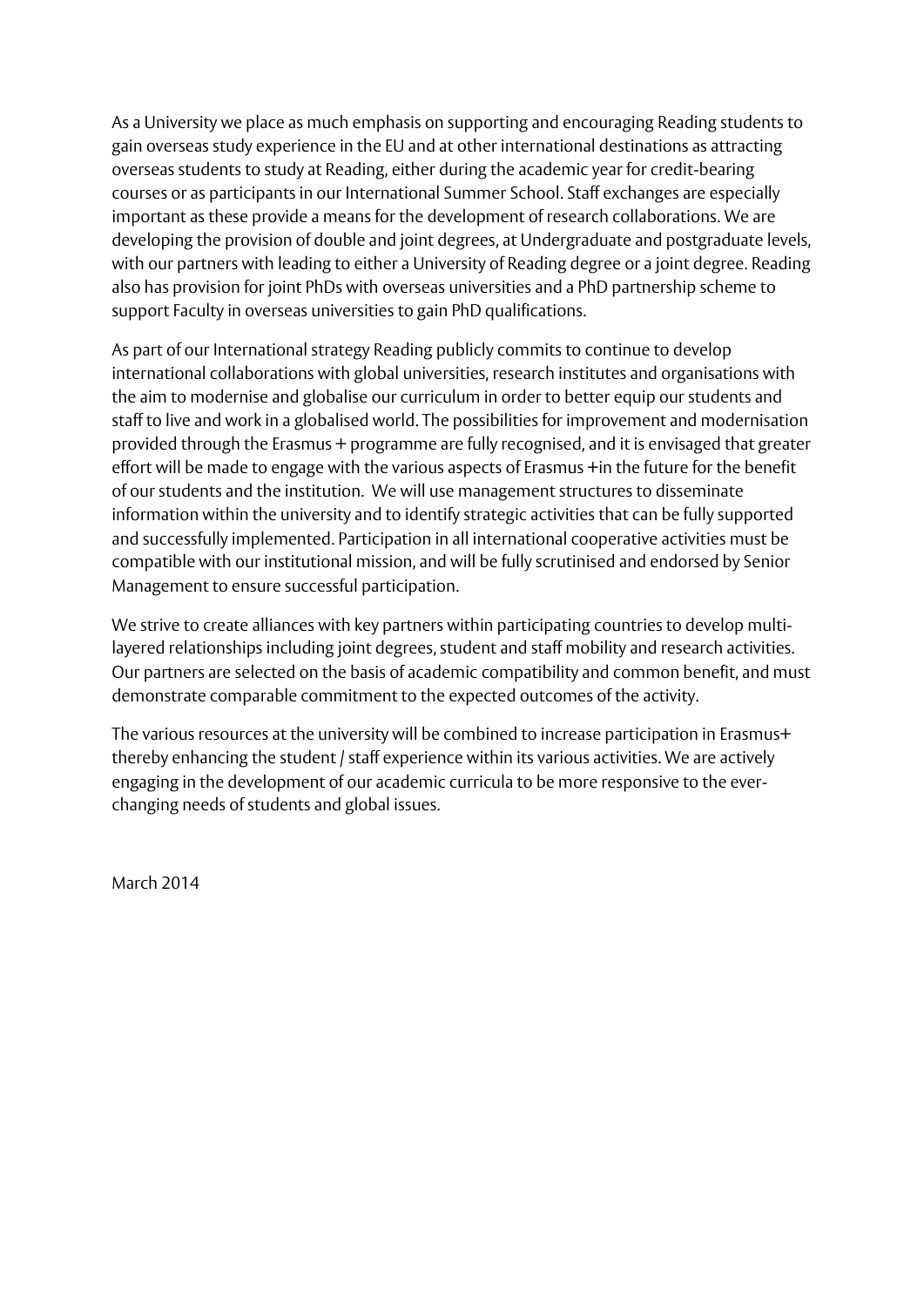As a University we place as much emphasis on supporting and encouraging Reading students to gain overseas study experience in the EU and at other international destinations as attracting overseas students to study at Reading, either during the academic year for credit-bearing courses or as participants in our International Summer School. Staff exchanges are especially important as these provide a means for the development of research collaborations. We are developing the provision of double and joint degrees, at Undergraduate and postgraduate levels, with our partners with leading to either a University of Reading degree or a joint degree. Reading also has provision for joint PhDs with overseas universities and a PhD partnership scheme to support Faculty in overseas universities to gain PhD qualifications.

As part of our International strategy Reading publicly commits to continue to develop international collaborations with global universities, research institutes and organisations with the aim to modernise and globalise our curriculum in order to better equip our students and staff to live and work in a globalised world. The possibilities for improvement and modernisation provided through the Erasmus + programme are fully recognised, and it is envisaged that greater effort will be made to engage with the various aspects of Erasmus +in the future for the benefit of our students and the institution.  We will use management structures to disseminate information within the university and to identify strategic activities that can be fully supported and successfully implemented. Participation in all international cooperative activities must be compatible with our institutional mission, and will be fully scrutinised and endorsed by Senior Management to ensure successful participation.

We strive to create alliances with key partners within participating countries to develop multi-layered relationships including joint degrees, student and staff mobility and research activities. Our partners are selected on the basis of academic compatibility and common benefit, and must demonstrate comparable commitment to the expected outcomes of the activity.

The various resources at the university will be combined to increase participation in Erasmus+ thereby enhancing the student / staff experience within its various activities. We are actively engaging in the development of our academic curricula to be more responsive to the ever-changing needs of students and global issues.

March 2014